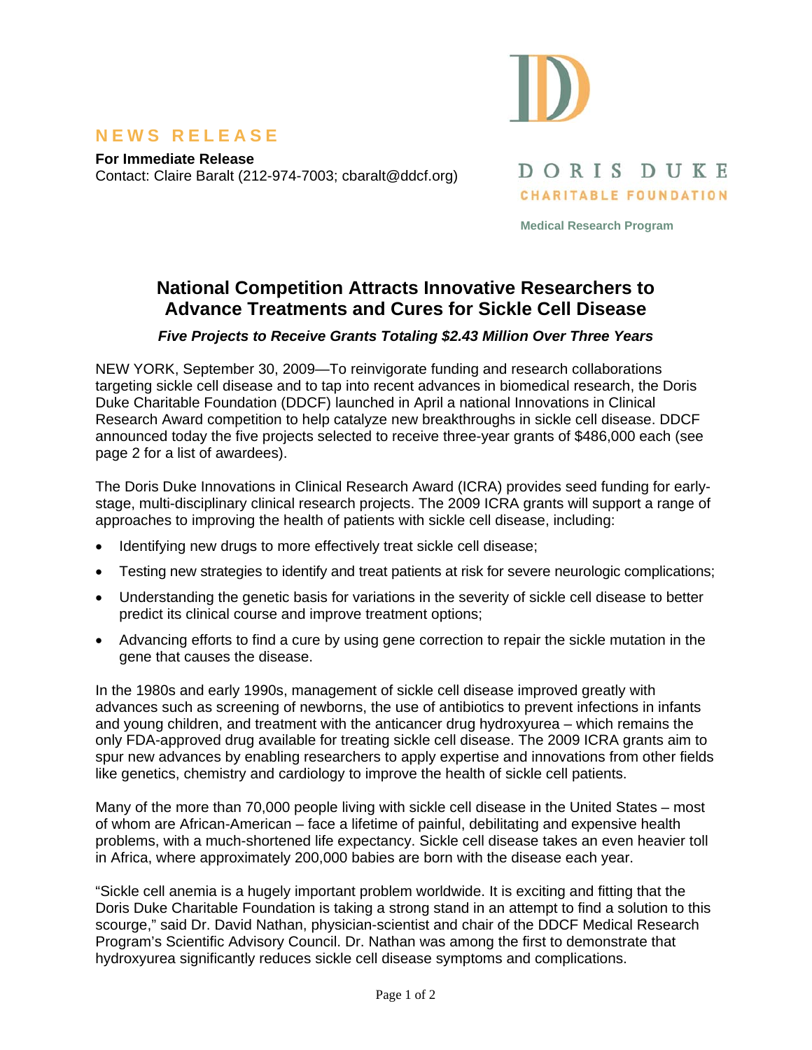**NEWS RELEASE**

**For Immediate Release**
Contact: Claire Baralt (212-974-7003; cbaralt@ddcf.org)

DORIS DUKE
CHARITABLE FOUNDATION

**Medical Research Program**

# National Competition Attracts Innovative Researchers to Advance Treatments and Cures for Sickle Cell Disease

***Five Projects to Receive Grants Totaling $2.43 Million Over Three Years***

NEW YORK, September 30, 2009—To reinvigorate funding and research collaborations targeting sickle cell disease and to tap into recent advances in biomedical research, the Doris Duke Charitable Foundation (DDCF) launched in April a national Innovations in Clinical Research Award competition to help catalyze new breakthroughs in sickle cell disease. DDCF announced today the five projects selected to receive three-year grants of $486,000 each (see page 2 for a list of awardees).

The Doris Duke Innovations in Clinical Research Award (ICRA) provides seed funding for early-stage, multi-disciplinary clinical research projects. The 2009 ICRA grants will support a range of approaches to improving the health of patients with sickle cell disease, including:

- Identifying new drugs to more effectively treat sickle cell disease;
- Testing new strategies to identify and treat patients at risk for severe neurologic complications;
- Understanding the genetic basis for variations in the severity of sickle cell disease to better predict its clinical course and improve treatment options;
- Advancing efforts to find a cure by using gene correction to repair the sickle mutation in the gene that causes the disease.

In the 1980s and early 1990s, management of sickle cell disease improved greatly with advances such as screening of newborns, the use of antibiotics to prevent infections in infants and young children, and treatment with the anticancer drug hydroxyurea – which remains the only FDA-approved drug available for treating sickle cell disease. The 2009 ICRA grants aim to spur new advances by enabling researchers to apply expertise and innovations from other fields like genetics, chemistry and cardiology to improve the health of sickle cell patients.

Many of the more than 70,000 people living with sickle cell disease in the United States – most of whom are African-American – face a lifetime of painful, debilitating and expensive health problems, with a much-shortened life expectancy. Sickle cell disease takes an even heavier toll in Africa, where approximately 200,000 babies are born with the disease each year.

"Sickle cell anemia is a hugely important problem worldwide. It is exciting and fitting that the Doris Duke Charitable Foundation is taking a strong stand in an attempt to find a solution to this scourge," said Dr. David Nathan, physician-scientist and chair of the DDCF Medical Research Program's Scientific Advisory Council. Dr. Nathan was among the first to demonstrate that hydroxyurea significantly reduces sickle cell disease symptoms and complications.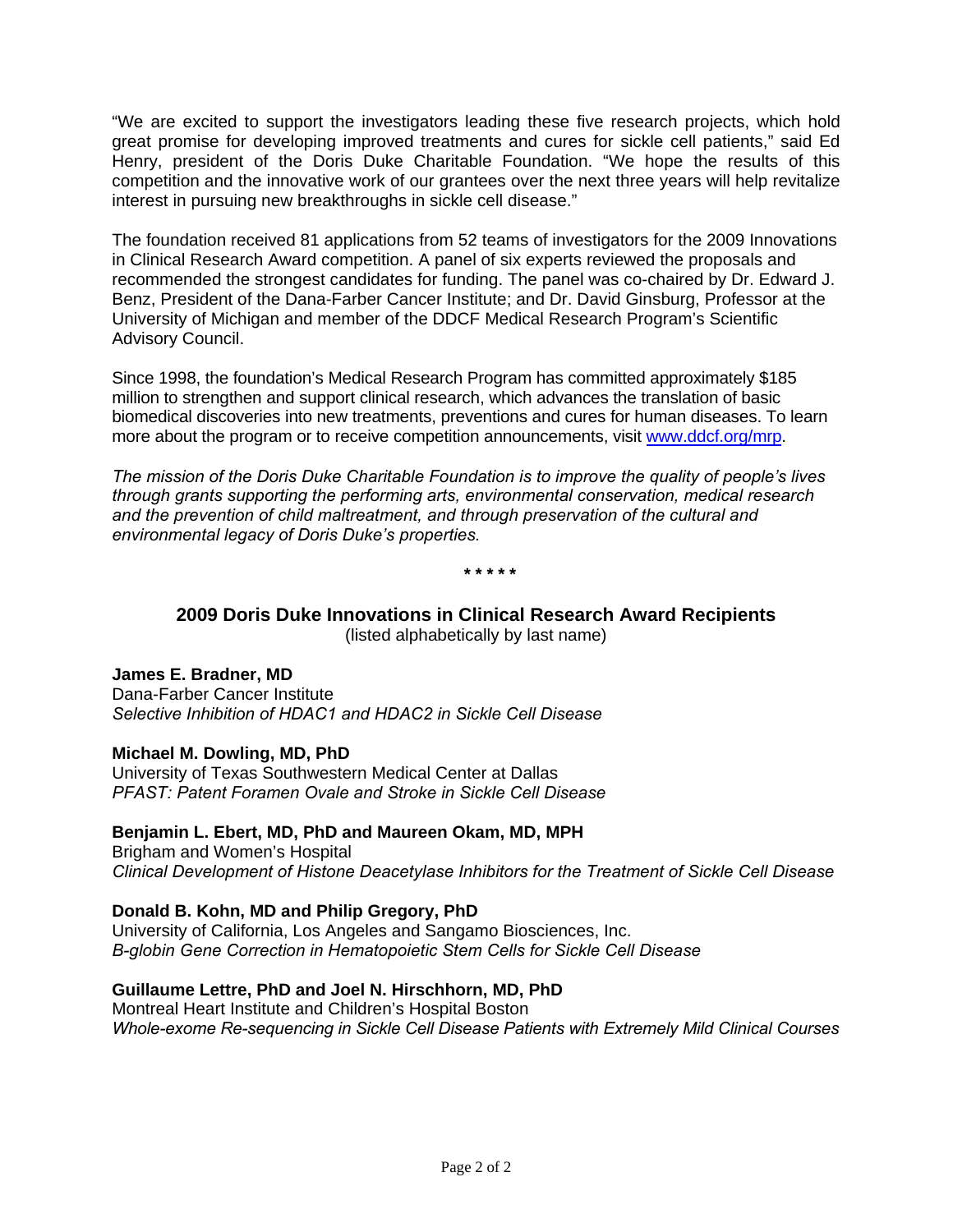"We are excited to support the investigators leading these five research projects, which hold great promise for developing improved treatments and cures for sickle cell patients," said Ed Henry, president of the Doris Duke Charitable Foundation. "We hope the results of this competition and the innovative work of our grantees over the next three years will help revitalize interest in pursuing new breakthroughs in sickle cell disease."

The foundation received 81 applications from 52 teams of investigators for the 2009 Innovations in Clinical Research Award competition. A panel of six experts reviewed the proposals and recommended the strongest candidates for funding. The panel was co-chaired by Dr. Edward J. Benz, President of the Dana-Farber Cancer Institute; and Dr. David Ginsburg, Professor at the University of Michigan and member of the DDCF Medical Research Program's Scientific Advisory Council.

Since 1998, the foundation's Medical Research Program has committed approximately $185 million to strengthen and support clinical research, which advances the translation of basic biomedical discoveries into new treatments, preventions and cures for human diseases. To learn more about the program or to receive competition announcements, visit www.ddcf.org/mrp.

*The mission of the Doris Duke Charitable Foundation is to improve the quality of people's lives through grants supporting the performing arts, environmental conservation, medical research and the prevention of child maltreatment, and through preservation of the cultural and environmental legacy of Doris Duke's properties.*

\* \* \* \* \*

## 2009 Doris Duke Innovations in Clinical Research Award Recipients

(listed alphabetically by last name)

**James E. Bradner, MD**
Dana-Farber Cancer Institute
*Selective Inhibition of HDAC1 and HDAC2 in Sickle Cell Disease*

**Michael M. Dowling, MD, PhD**
University of Texas Southwestern Medical Center at Dallas
*PFAST: Patent Foramen Ovale and Stroke in Sickle Cell Disease*

**Benjamin L. Ebert, MD, PhD and Maureen Okam, MD, MPH**
Brigham and Women's Hospital
*Clinical Development of Histone Deacetylase Inhibitors for the Treatment of Sickle Cell Disease*

**Donald B. Kohn, MD and Philip Gregory, PhD**
University of California, Los Angeles and Sangamo Biosciences, Inc.
*B-globin Gene Correction in Hematopoietic Stem Cells for Sickle Cell Disease*

**Guillaume Lettre, PhD and Joel N. Hirschhorn, MD, PhD**
Montreal Heart Institute and Children's Hospital Boston
*Whole-exome Re-sequencing in Sickle Cell Disease Patients with Extremely Mild Clinical Courses*